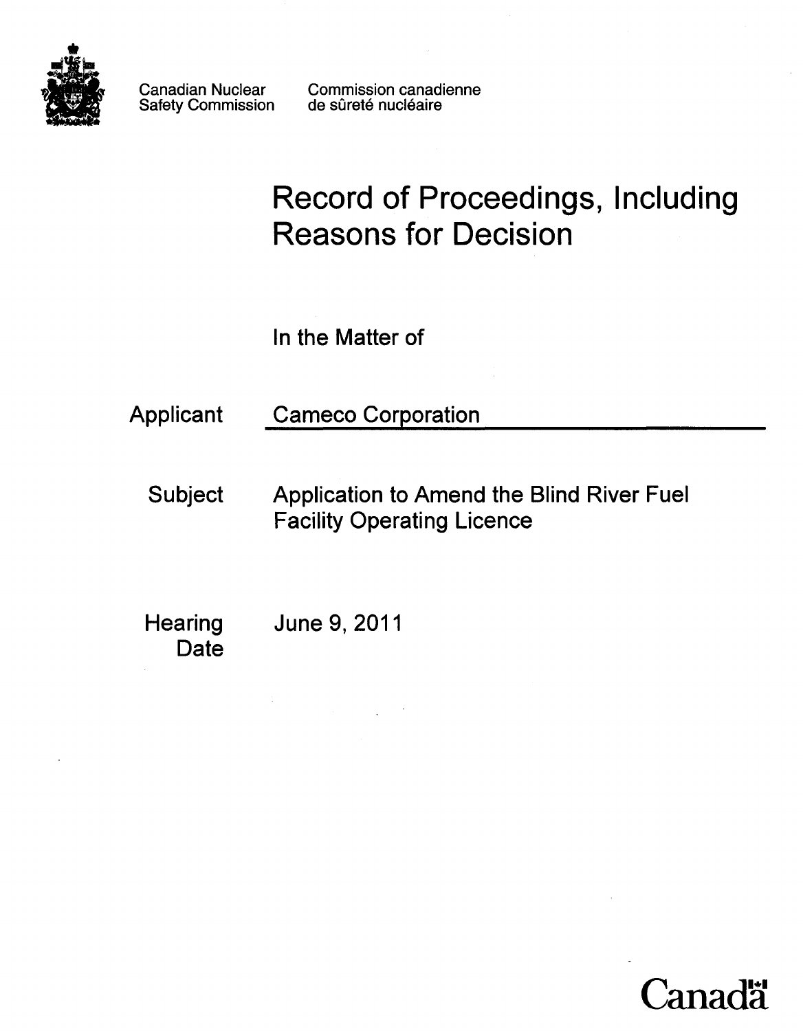Canadian Nuclear Safety Commission

Commission canadienne de sûreté nucléaire

# Record of Proceedings, Including Reasons for Decision

In the Matter of

**Applicant** Cameco Corporation

**Subject** Application to Amend the Blind River Fuel Facility Operating Licence

**Hearing Date** June 9, 2011

Canada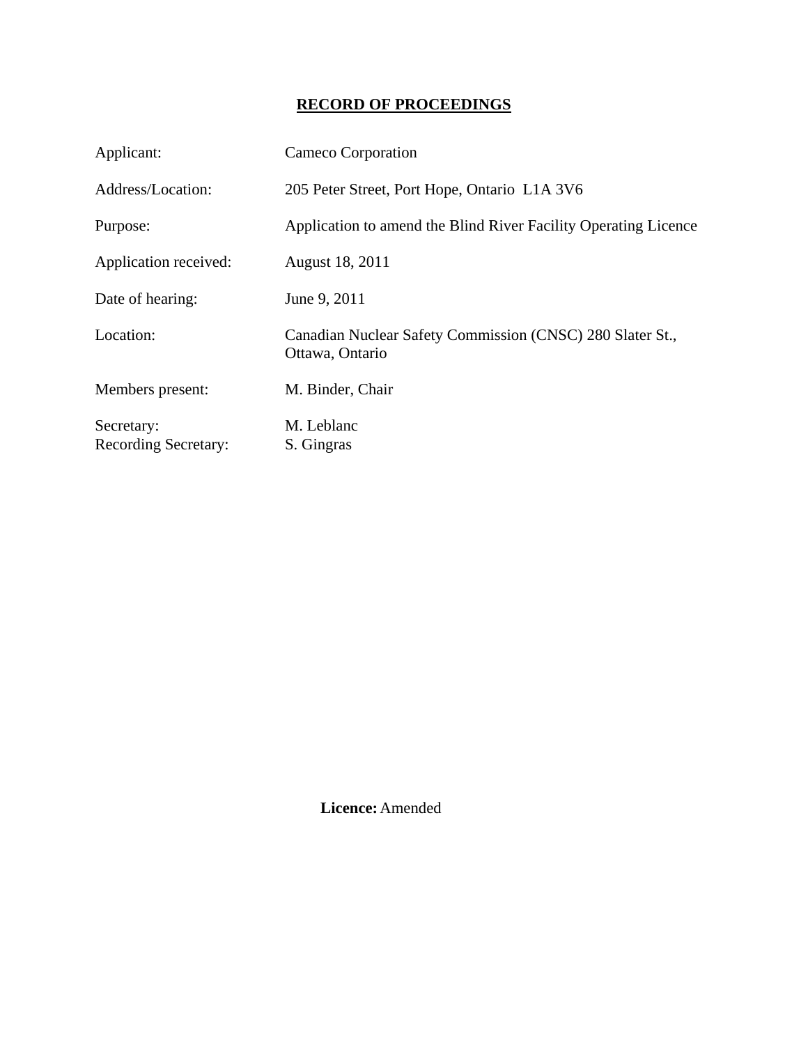# RECORD OF PROCEEDINGS

| | |
|---|---|
| Applicant: | Cameco Corporation |
| Address/Location: | 205 Peter Street, Port Hope, Ontario L1A 3V6 |
| Purpose: | Application to amend the Blind River Facility Operating Licence |
| Application received: | August 18, 2011 |
| Date of hearing: | June 9, 2011 |
| Location: | Canadian Nuclear Safety Commission (CNSC) 280 Slater St., Ottawa, Ontario |
| Members present: | M. Binder, Chair |
| Secretary: | M. Leblanc |
| Recording Secretary: | S. Gingras |

**Licence:** Amended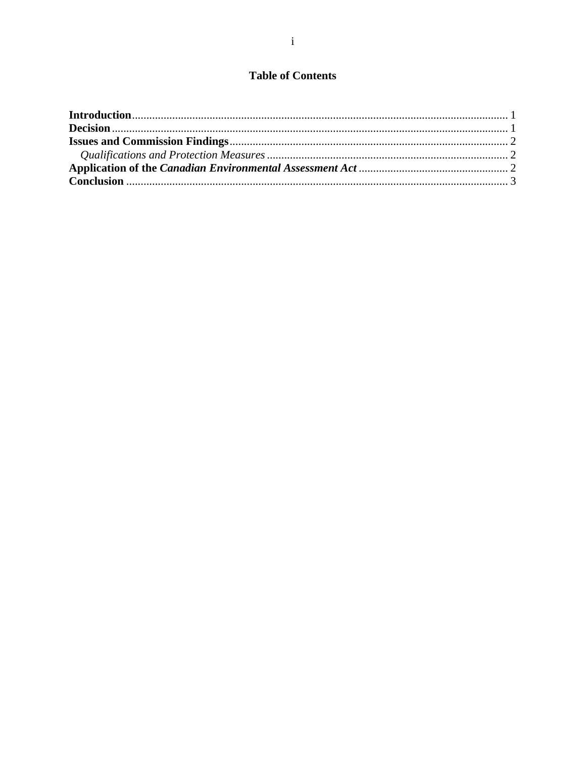## Table of Contents

**Introduction** .................................................................................................................. 1
**Decision** ......................................................................................................................... 1
**Issues and Commission Findings** ................................................................................ 2
    *Qualifications and Protection Measures* .................................................................... 2
**Application of the *Canadian Environmental Assessment Act*** .................................... 2
**Conclusion** ..................................................................................................................... 3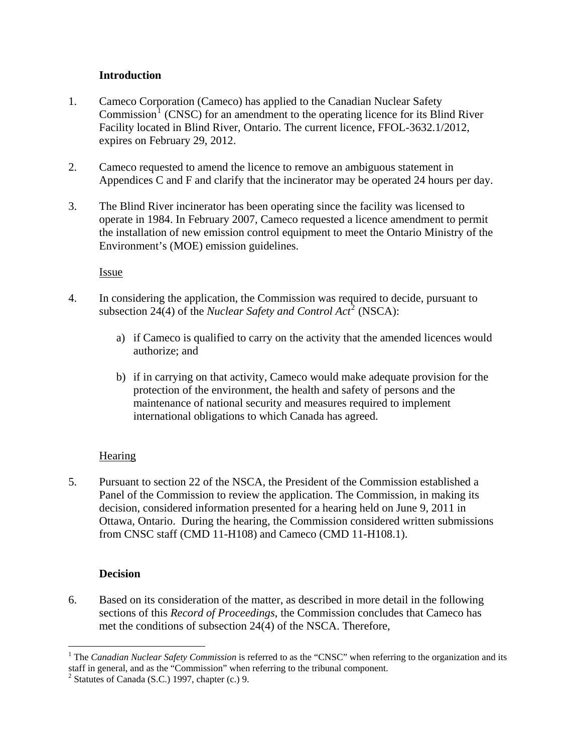## Introduction

1. Cameco Corporation (Cameco) has applied to the Canadian Nuclear Safety Commission[1] (CNSC) for an amendment to the operating licence for its Blind River Facility located in Blind River, Ontario. The current licence, FFOL-3632.1/2012, expires on February 29, 2012.

2. Cameco requested to amend the licence to remove an ambiguous statement in Appendices C and F and clarify that the incinerator may be operated 24 hours per day.

3. The Blind River incinerator has been operating since the facility was licensed to operate in 1984. In February 2007, Cameco requested a licence amendment to permit the installation of new emission control equipment to meet the Ontario Ministry of the Environment's (MOE) emission guidelines.

### Issue

4. In considering the application, the Commission was required to decide, pursuant to subsection 24(4) of the *Nuclear Safety and Control Act*[2] (NSCA):

   a) if Cameco is qualified to carry on the activity that the amended licences would authorize; and

   b) if in carrying on that activity, Cameco would make adequate provision for the protection of the environment, the health and safety of persons and the maintenance of national security and measures required to implement international obligations to which Canada has agreed.

### Hearing

5. Pursuant to section 22 of the NSCA, the President of the Commission established a Panel of the Commission to review the application. The Commission, in making its decision, considered information presented for a hearing held on June 9, 2011 in Ottawa, Ontario. During the hearing, the Commission considered written submissions from CNSC staff (CMD 11-H108) and Cameco (CMD 11-H108.1).

## Decision

6. Based on its consideration of the matter, as described in more detail in the following sections of this *Record of Proceedings*, the Commission concludes that Cameco has met the conditions of subsection 24(4) of the NSCA. Therefore,

---

[1] The *Canadian Nuclear Safety Commission* is referred to as the "CNSC" when referring to the organization and its staff in general, and as the "Commission" when referring to the tribunal component.

[2] Statutes of Canada (S.C.) 1997, chapter (c.) 9.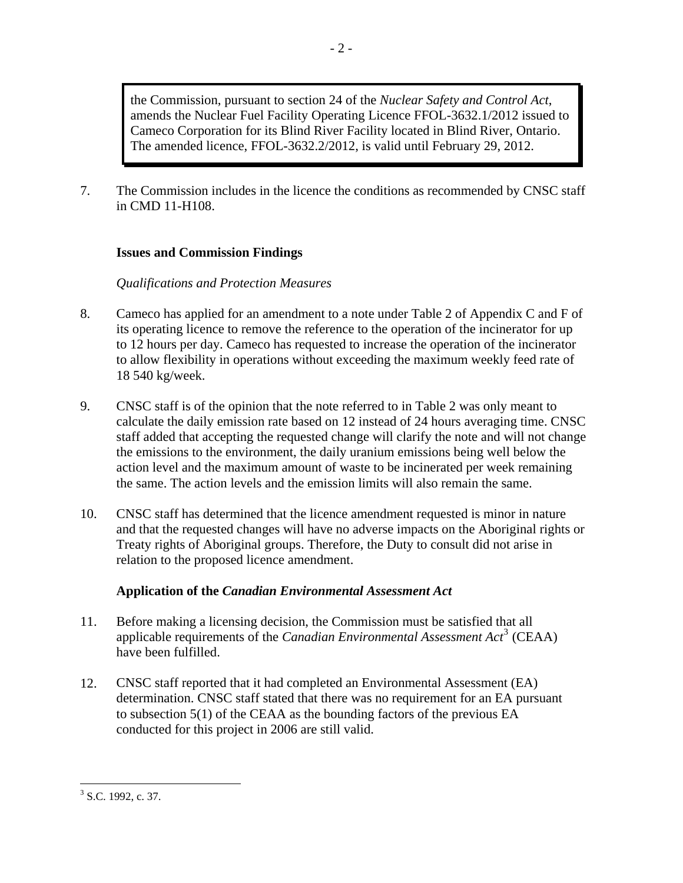> the Commission, pursuant to section 24 of the *Nuclear Safety and Control Act*, amends the Nuclear Fuel Facility Operating Licence FFOL-3632.1/2012 issued to Cameco Corporation for its Blind River Facility located in Blind River, Ontario. The amended licence, FFOL-3632.2/2012, is valid until February 29, 2012.

7. The Commission includes in the licence the conditions as recommended by CNSC staff in CMD 11-H108.

## Issues and Commission Findings

### *Qualifications and Protection Measures*

8. Cameco has applied for an amendment to a note under Table 2 of Appendix C and F of its operating licence to remove the reference to the operation of the incinerator for up to 12 hours per day. Cameco has requested to increase the operation of the incinerator to allow flexibility in operations without exceeding the maximum weekly feed rate of 18 540 kg/week.

9. CNSC staff is of the opinion that the note referred to in Table 2 was only meant to calculate the daily emission rate based on 12 instead of 24 hours averaging time. CNSC staff added that accepting the requested change will clarify the note and will not change the emissions to the environment, the daily uranium emissions being well below the action level and the maximum amount of waste to be incinerated per week remaining the same. The action levels and the emission limits will also remain the same.

10. CNSC staff has determined that the licence amendment requested is minor in nature and that the requested changes will have no adverse impacts on the Aboriginal rights or Treaty rights of Aboriginal groups. Therefore, the Duty to consult did not arise in relation to the proposed licence amendment.

## Application of the *Canadian Environmental Assessment Act*

11. Before making a licensing decision, the Commission must be satisfied that all applicable requirements of the *Canadian Environmental Assessment Act*[3] (CEAA) have been fulfilled.

12. CNSC staff reported that it had completed an Environmental Assessment (EA) determination. CNSC staff stated that there was no requirement for an EA pursuant to subsection 5(1) of the CEAA as the bounding factors of the previous EA conducted for this project in 2006 are still valid.

---

[3] S.C. 1992, c. 37.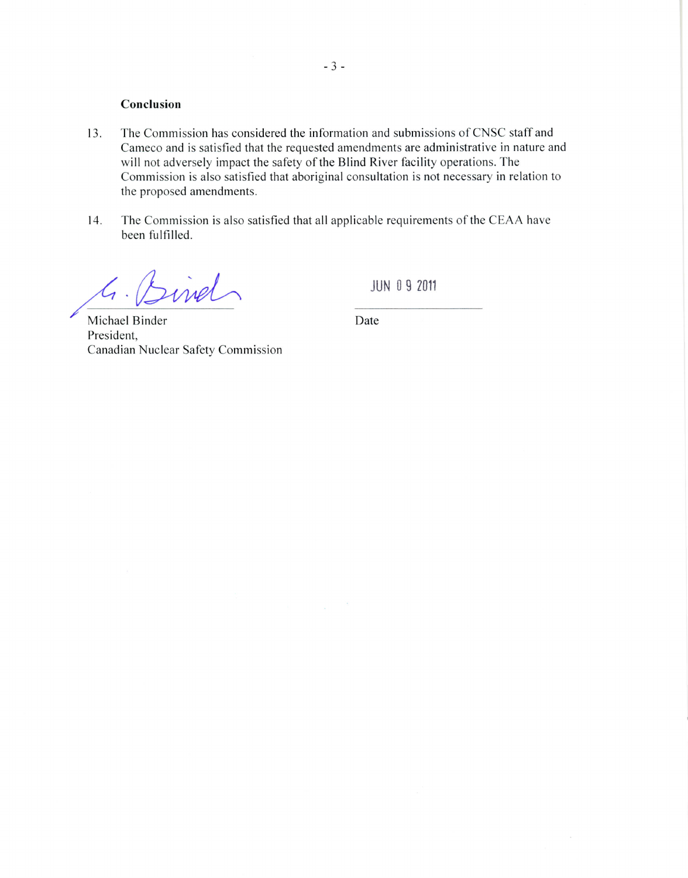## Conclusion

13. The Commission has considered the information and submissions of CNSC staff and Cameco and is satisfied that the requested amendments are administrative in nature and will not adversely impact the safety of the Blind River facility operations. The Commission is also satisfied that aboriginal consultation is not necessary in relation to the proposed amendments.

14. The Commission is also satisfied that all applicable requirements of the CEAA have been fulfilled.

Michael Binder
President,
Canadian Nuclear Safety Commission

JUN 09 2011

Date